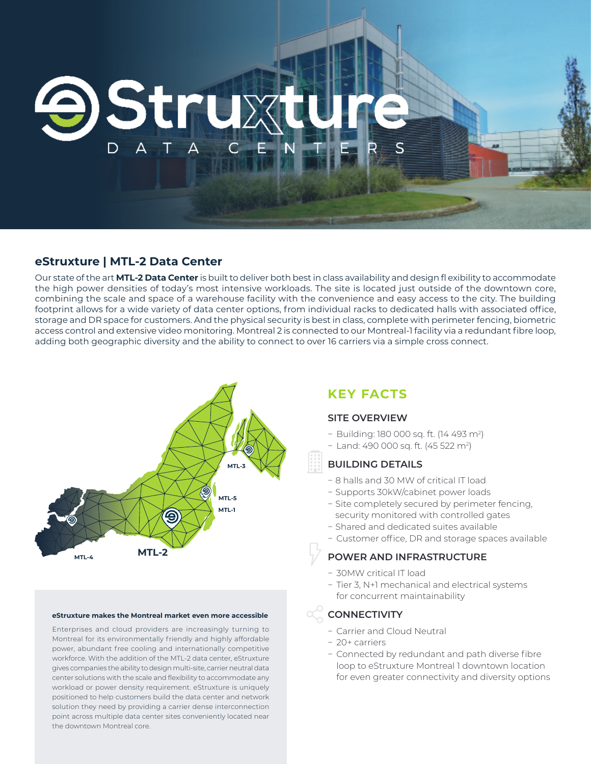# eStruxture Data Centers

## eStruxture | MTL-2 Data Center

Our state of the art **MTL-2 Data Center** is built to deliver both best in class availability and design fl exibility to accommodate the high power densities of today's most intensive workloads. The site is located just outside of the downtown core, combining the scale and space of a warehouse facility with the convenience and easy access to the city. The building footprint allows for a wide variety of data center options, from individual racks to dedicated halls with associated office, storage and DR space for customers. And the physical security is best in class, complete with perimeter fencing, biometric access control and extensive video monitoring. Montreal 2 is connected to our Montreal-1 facility via a redundant fibre loop, adding both geographic diversity and the ability to connect to over 16 carriers via a simple cross connect.

MTL-3

MTL-5

MTL-1

MTL-4

MTL-2

**eStruxture makes the Montreal market even more accessible**

Enterprises and cloud providers are increasingly turning to Montreal for its environmentally friendly and highly affordable power, abundant free cooling and internationally competitive workforce. With the addition of the MTL-2 data center, eStruxture gives companies the ability to design multi-site, carrier neutral data center solutions with the scale and flexibility to accommodate any workload or power density requirement. eStruxture is uniquely positioned to help customers build the data center and network solution they need by providing a carrier dense interconnection point across multiple data center sites conveniently located near the downtown Montreal core.

## KEY FACTS

### SITE OVERVIEW

- Building: 180 000 sq. ft. (14 493 m$^2$)
- Land: 490 000 sq. ft. (45 522 m$^2$)

### BUILDING DETAILS

- 8 halls and 30 MW of critical IT load
- Supports 30kW/cabinet power loads
- Site completely secured by perimeter fencing, security monitored with controlled gates
- Shared and dedicated suites available
- Customer office, DR and storage spaces available

### POWER AND INFRASTRUCTURE

- 30MW critical IT load
- Tier 3, N+1 mechanical and electrical systems for concurrent maintainability

### CONNECTIVITY

- Carrier and Cloud Neutral
- 20+ carriers
- Connected by redundant and path diverse fibre loop to eStruxture Montreal 1 downtown location for even greater connectivity and diversity options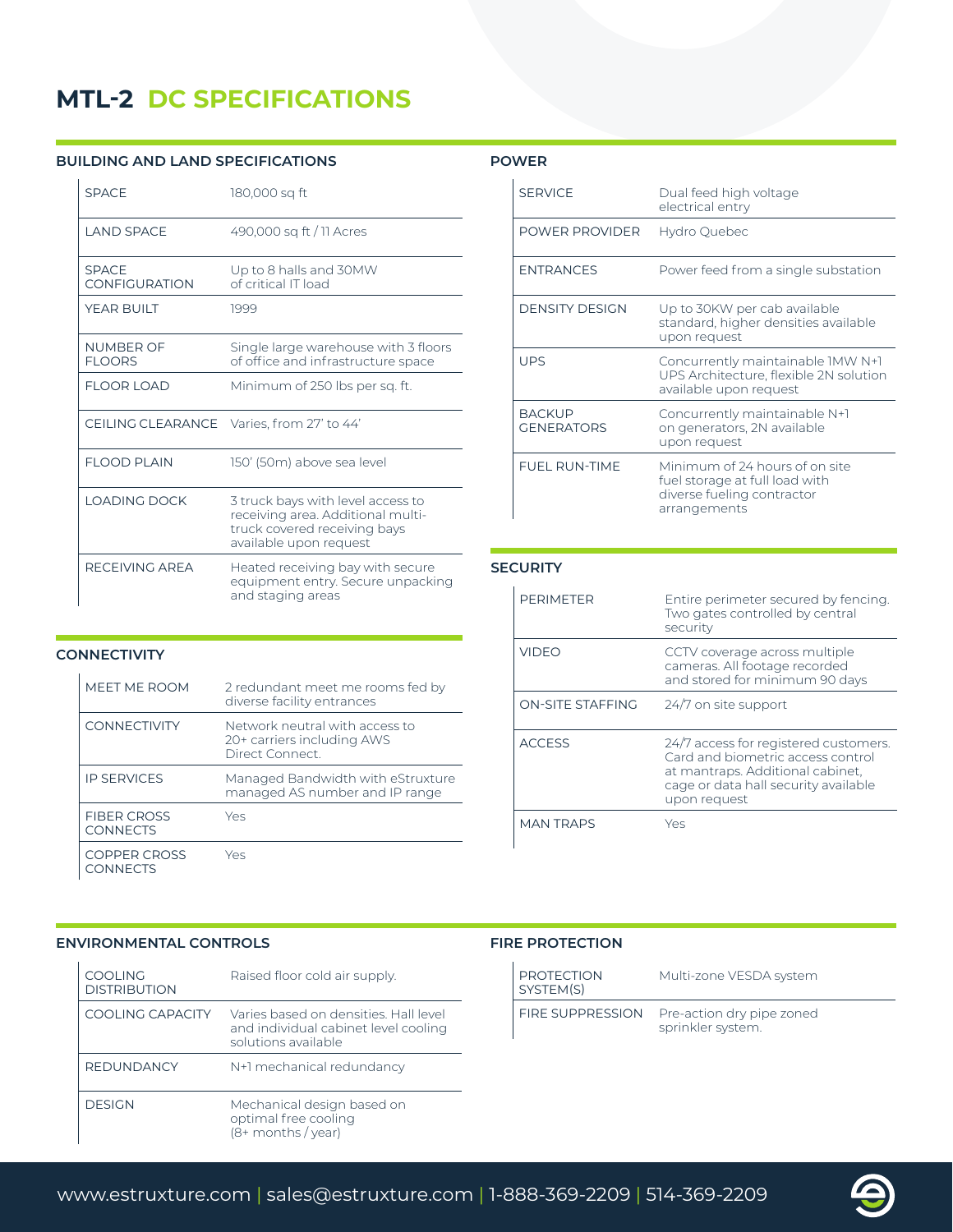# MTL-2 DC SPECIFICATIONS

## BUILDING AND LAND SPECIFICATIONS

| | |
|---|---|
| SPACE | 180,000 sq ft |
| LAND SPACE | 490,000 sq ft / 11 Acres |
| SPACE CONFIGURATION | Up to 8 halls and 30MW of critical IT load |
| YEAR BUILT | 1999 |
| NUMBER OF FLOORS | Single large warehouse with 3 floors of office and infrastructure space |
| FLOOR LOAD | Minimum of 250 lbs per sq. ft. |
| CEILING CLEARANCE | Varies, from 27' to 44' |
| FLOOD PLAIN | 150' (50m) above sea level |
| LOADING DOCK | 3 truck bays with level access to receiving area. Additional multi-truck covered receiving bays available upon request |
| RECEIVING AREA | Heated receiving bay with secure equipment entry. Secure unpacking and staging areas |

## POWER

| | |
|---|---|
| SERVICE | Dual feed high voltage electrical entry |
| POWER PROVIDER | Hydro Quebec |
| ENTRANCES | Power feed from a single substation |
| DENSITY DESIGN | Up to 30KW per cab available standard, higher densities available upon request |
| UPS | Concurrently maintainable 1MW N+1 UPS Architecture, flexible 2N solution available upon request |
| BACKUP GENERATORS | Concurrently maintainable N+1 on generators, 2N available upon request |
| FUEL RUN-TIME | Minimum of 24 hours of on site fuel storage at full load with diverse fueling contractor arrangements |

## CONNECTIVITY

| | |
|---|---|
| MEET ME ROOM | 2 redundant meet me rooms fed by diverse facility entrances |
| CONNECTIVITY | Network neutral with access to 20+ carriers including AWS Direct Connect. |
| IP SERVICES | Managed Bandwidth with eStruxture managed AS number and IP range |
| FIBER CROSS CONNECTS | Yes |
| COPPER CROSS CONNECTS | Yes |

## SECURITY

| | |
|---|---|
| PERIMETER | Entire perimeter secured by fencing. Two gates controlled by central security |
| VIDEO | CCTV coverage across multiple cameras. All footage recorded and stored for minimum 90 days |
| ON-SITE STAFFING | 24/7 on site support |
| ACCESS | 24/7 access for registered customers. Card and biometric access control at mantraps. Additional cabinet, cage or data hall security available upon request |
| MAN TRAPS | Yes |

## ENVIRONMENTAL CONTROLS

| | |
|---|---|
| COOLING DISTRIBUTION | Raised floor cold air supply. |
| COOLING CAPACITY | Varies based on densities. Hall level and individual cabinet level cooling solutions available |
| REDUNDANCY | N+1 mechanical redundancy |
| DESIGN | Mechanical design based on optimal free cooling (8+ months / year) |

## FIRE PROTECTION

| | |
|---|---|
| PROTECTION SYSTEM(S) | Multi-zone VESDA system |
| FIRE SUPPRESSION | Pre-action dry pipe zoned sprinkler system. |

www.estruxture.com | sales@estruxture.com | 1-888-369-2209 | 514-369-2209